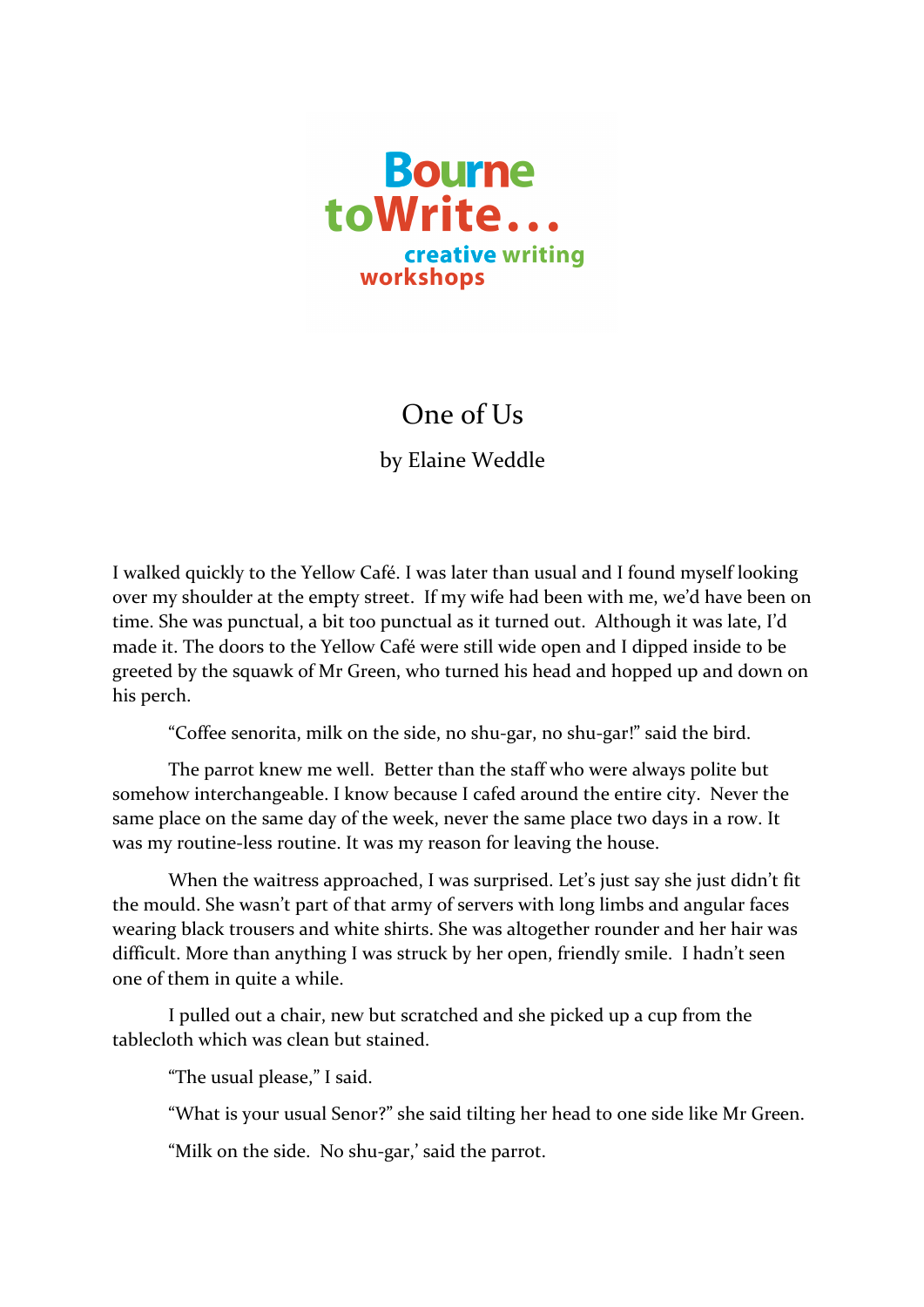Bourne toWrite...

creative writing workshops

# One of Us

by Elaine Weddle

I walked quickly to the Yellow Café. I was later than usual and I found myself looking over my shoulder at the empty street. If my wife had been with me, we'd have been on time. She was punctual, a bit too punctual as it turned out. Although it was late, I'd made it. The doors to the Yellow Café were still wide open and I dipped inside to be greeted by the squawk of Mr Green, who turned his head and hopped up and down on his perch.

"Coffee senorita, milk on the side, no shu-gar, no shu-gar!" said the bird.

The parrot knew me well. Better than the staff who were always polite but somehow interchangeable. I know because I cafed around the entire city. Never the same place on the same day of the week, never the same place two days in a row. It was my routine-less routine. It was my reason for leaving the house.

When the waitress approached, I was surprised. Let's just say she just didn't fit the mould. She wasn't part of that army of servers with long limbs and angular faces wearing black trousers and white shirts. She was altogether rounder and her hair was difficult. More than anything I was struck by her open, friendly smile. I hadn't seen one of them in quite a while.

I pulled out a chair, new but scratched and she picked up a cup from the tablecloth which was clean but stained.

"The usual please," I said.

"What is your usual Senor?" she said tilting her head to one side like Mr Green.

"Milk on the side. No shu-gar,' said the parrot.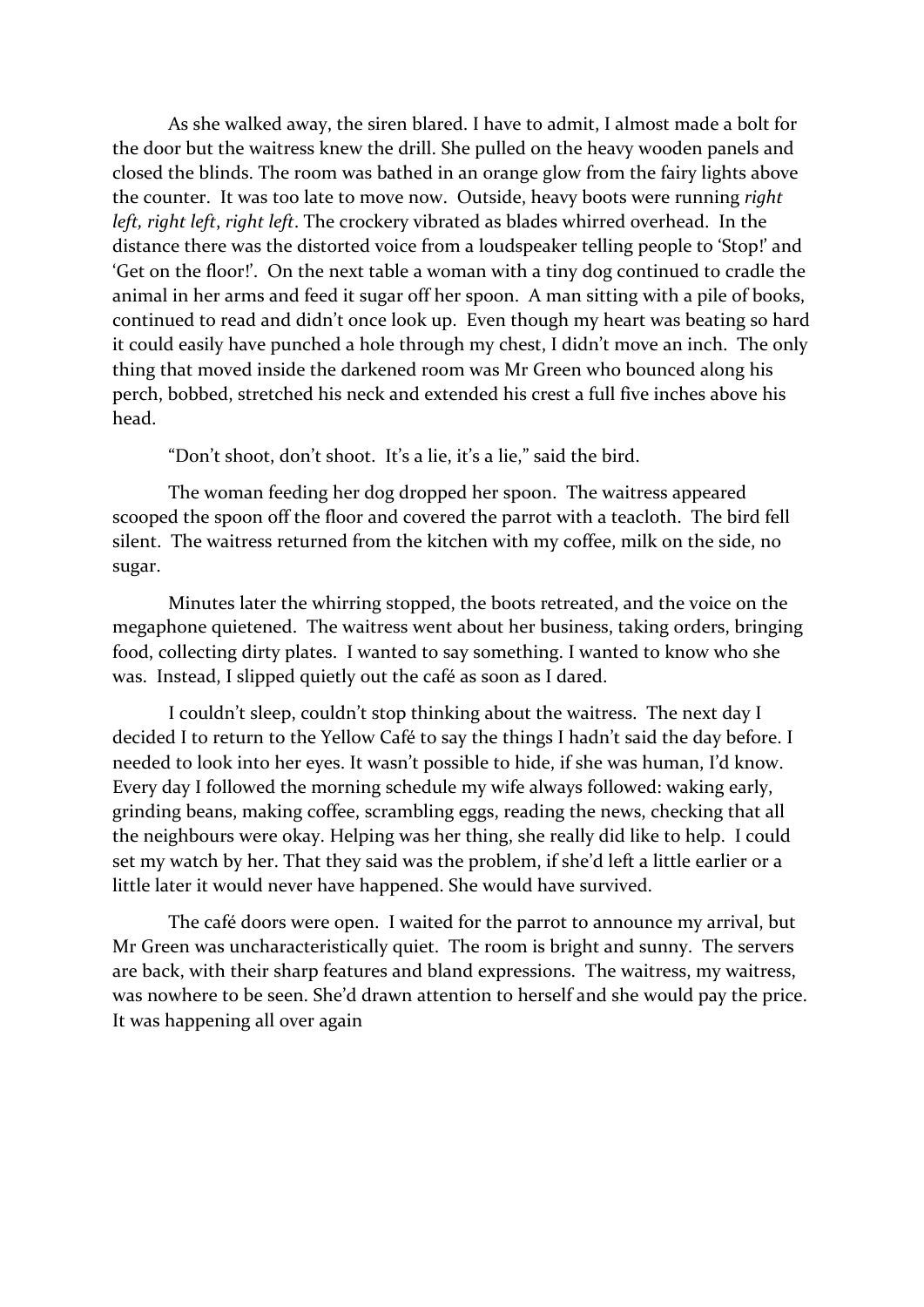As she walked away, the siren blared. I have to admit, I almost made a bolt for the door but the waitress knew the drill. She pulled on the heavy wooden panels and closed the blinds. The room was bathed in an orange glow from the fairy lights above the counter. It was too late to move now. Outside, heavy boots were running *right left, right left, right left*. The crockery vibrated as blades whirred overhead. In the distance there was the distorted voice from a loudspeaker telling people to 'Stop!' and 'Get on the floor!'. On the next table a woman with a tiny dog continued to cradle the animal in her arms and feed it sugar off her spoon. A man sitting with a pile of books, continued to read and didn't once look up. Even though my heart was beating so hard it could easily have punched a hole through my chest, I didn't move an inch. The only thing that moved inside the darkened room was Mr Green who bounced along his perch, bobbed, stretched his neck and extended his crest a full five inches above his head.

"Don't shoot, don't shoot. It's a lie, it's a lie," said the bird.

The woman feeding her dog dropped her spoon. The waitress appeared scooped the spoon off the floor and covered the parrot with a teacloth. The bird fell silent. The waitress returned from the kitchen with my coffee, milk on the side, no sugar.

Minutes later the whirring stopped, the boots retreated, and the voice on the megaphone quietened. The waitress went about her business, taking orders, bringing food, collecting dirty plates. I wanted to say something. I wanted to know who she was. Instead, I slipped quietly out the café as soon as I dared.

I couldn't sleep, couldn't stop thinking about the waitress. The next day I decided I to return to the Yellow Café to say the things I hadn't said the day before. I needed to look into her eyes. It wasn't possible to hide, if she was human, I'd know. Every day I followed the morning schedule my wife always followed: waking early, grinding beans, making coffee, scrambling eggs, reading the news, checking that all the neighbours were okay. Helping was her thing, she really did like to help. I could set my watch by her. That they said was the problem, if she'd left a little earlier or a little later it would never have happened. She would have survived.

The café doors were open. I waited for the parrot to announce my arrival, but Mr Green was uncharacteristically quiet. The room is bright and sunny. The servers are back, with their sharp features and bland expressions. The waitress, my waitress, was nowhere to be seen. She'd drawn attention to herself and she would pay the price. It was happening all over again